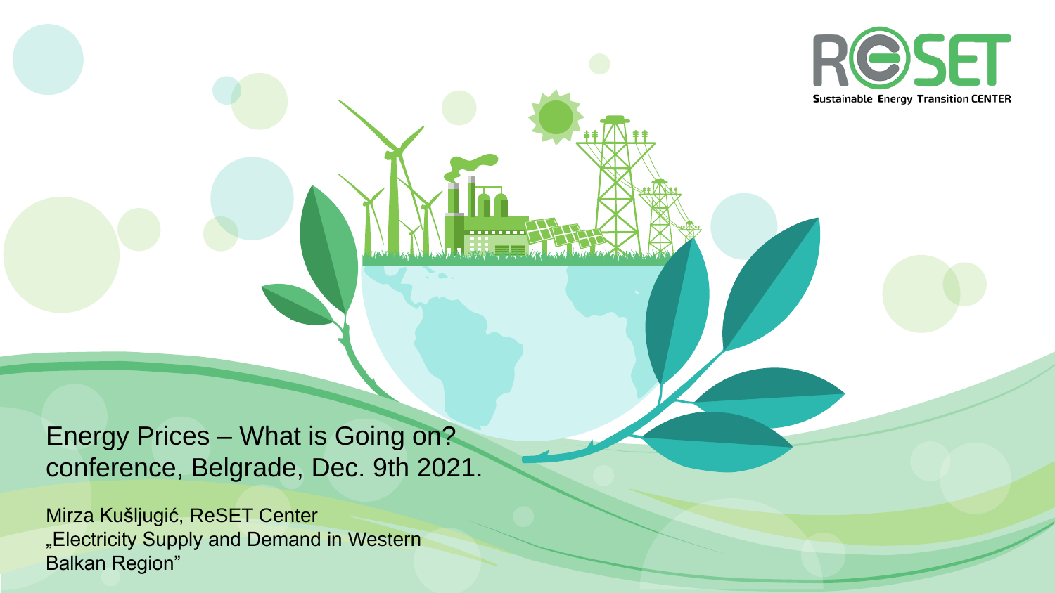RESET

Sustainable Energy Transition CENTER

# Energy Prices – What is Going on? conference, Belgrade, Dec. 9th 2021.

Mirza Kušljugić, ReSET Center
„Electricity Supply and Demand in Western Balkan Region"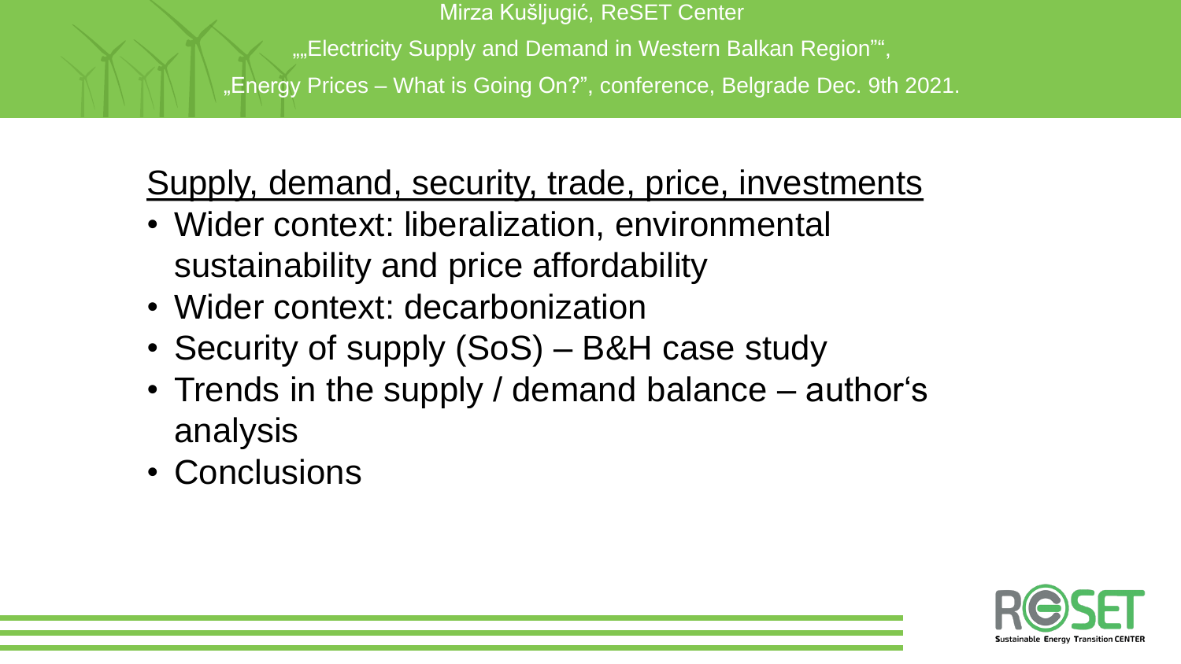## Supply, demand, security, trade, price, investments

- Wider context: liberalization, environmental sustainability and price affordability
- Wider context: decarbonization
- Security of supply (SoS) – B&H case study
- Trends in the supply / demand balance – author‘s analysis
- Conclusions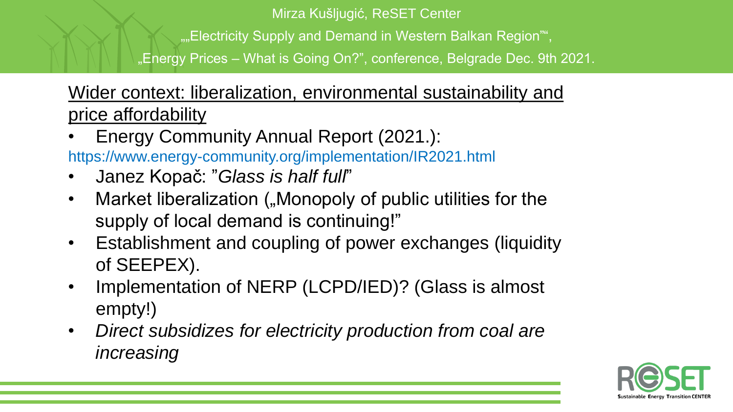## Wider context: liberalization, environmental sustainability and price affordability

- Energy Community Annual Report (2021.):

https://www.energy-community.org/implementation/IR2021.html

- Janez Kopač: "*Glass is half full*"
- Market liberalization („Monopoly of public utilities for the supply of local demand is continuing!"
- Establishment and coupling of power exchanges (liquidity of SEEPEX).
- Implementation of NERP (LCPD/IED)? (Glass is almost empty!)
- *Direct subsidizes for electricity production from coal are increasing*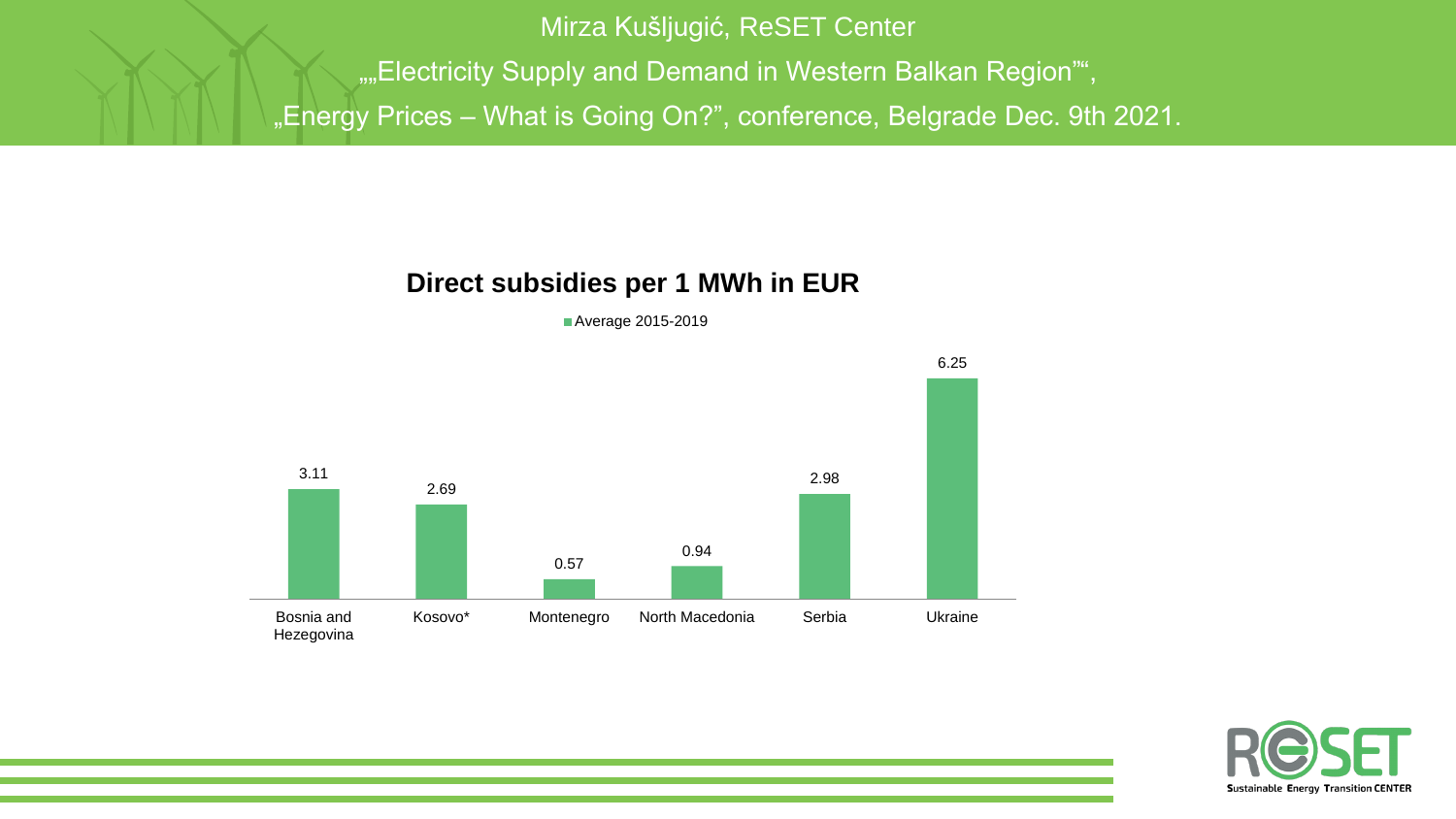Mirza Kušljugić, ReSET Center

„„Electricity Supply and Demand in Western Balkan Region"",

„Energy Prices – What is Going On?", conference, Belgrade Dec. 9th 2021.

## Direct subsidies per 1 MWh in EUR

Average 2015-2019

| Country | Average 2015-2019 |
| --- | --- |
| Bosnia and Hezegovina | 3.11 |
| Kosovo* | 2.69 |
| Montenegro | 0.57 |
| North Macedonia | 0.94 |
| Serbia | 2.98 |
| Ukraine | 6.25 |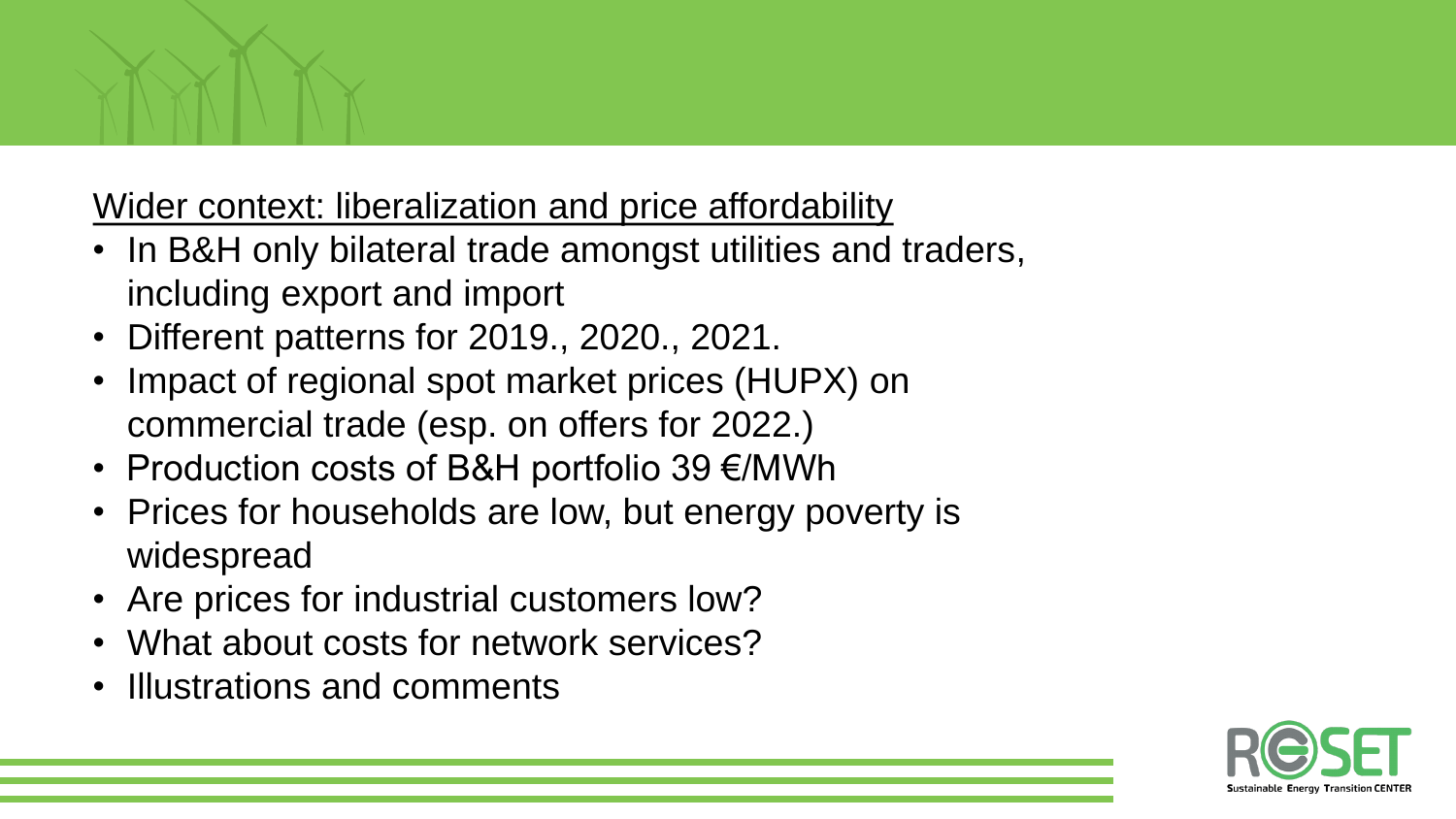## Wider context: liberalization and price affordability

- In B&H only bilateral trade amongst utilities and traders, including export and import
- Different patterns for 2019., 2020., 2021.
- Impact of regional spot market prices (HUPX) on commercial trade (esp. on offers for 2022.)
- Production costs of B&H portfolio 39 €/MWh
- Prices for households are low, but energy poverty is widespread
- Are prices for industrial customers low?
- What about costs for network services?
- Illustrations and comments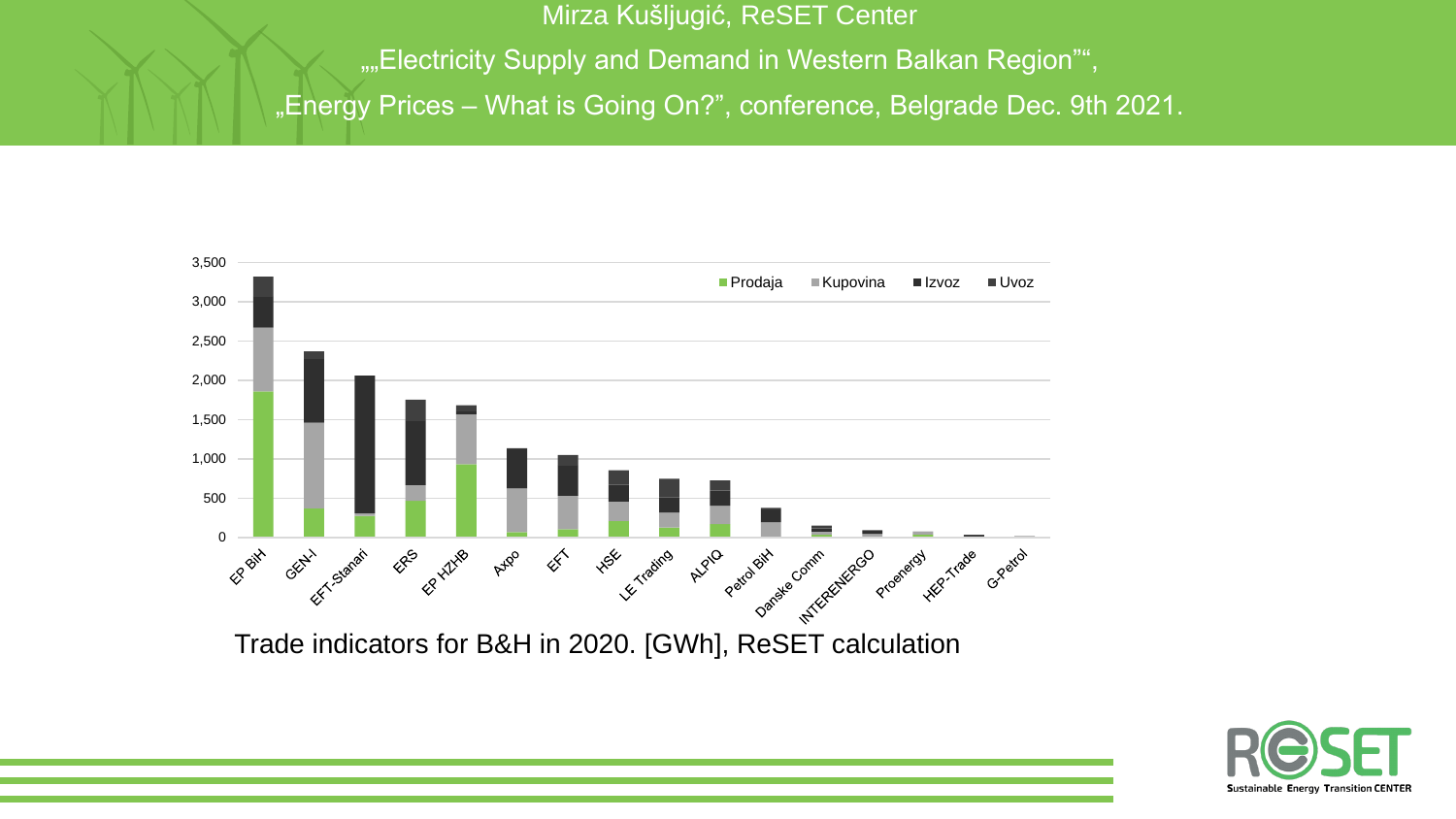Mirza Kušljugić, ReSET Center

„„Electricity Supply and Demand in Western Balkan Region"",

„Energy Prices – What is Going On?", conference, Belgrade Dec. 9th 2021.

Trade indicators for B&H in 2020. [GWh], ReSET calculation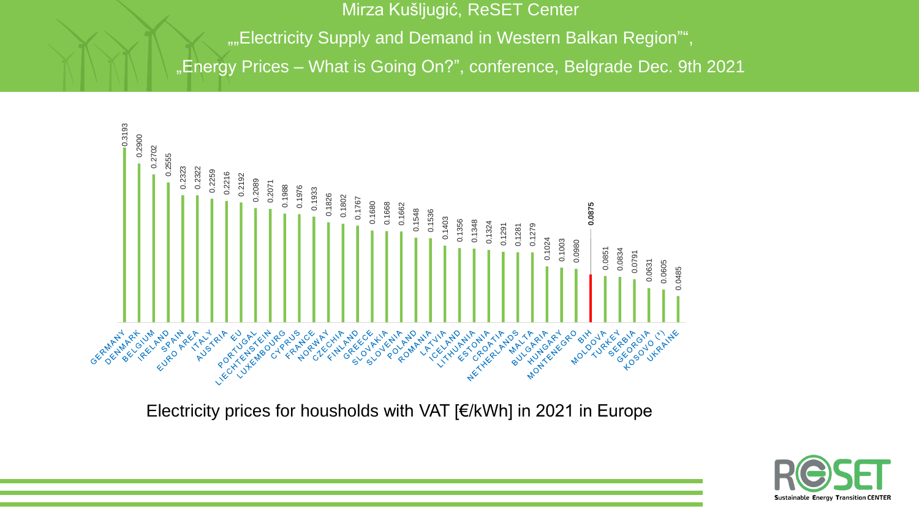Mirza Kušljugić, ReSET Center

„„Electricity Supply and Demand in Western Balkan Region"",

„Energy Prices – What is Going On?", conference, Belgrade Dec. 9th 2021

| Country | €/kWh |
| --- | --- |
| GERMANY | 0.3193 |
| DENMARK | 0.2900 |
| BELGIUM | 0.2702 |
| IRELAND | 0.2555 |
| SPAIN | 0.2323 |
| EURO AREA | 0.2322 |
| ITALY | 0.2259 |
| AUSTRIA | 0.2216 |
| EU | 0.2192 |
| PORTUGAL | 0.2089 |
| LIECHTENSTEIN | 0.2071 |
| LUXEMBOURG | 0.1988 |
| CYPRUS | 0.1976 |
| FRANCE | 0.1933 |
| NORWAY | 0.1826 |
| CZECHIA | 0.1802 |
| FINLAND | 0.1767 |
| GREECE | 0.1680 |
| SLOVAKIA | 0.1668 |
| SLOVENIA | 0.1662 |
| POLAND | 0.1548 |
| ROMANIA | 0.1536 |
| LATVIA | 0.1403 |
| ICELAND | 0.1356 |
| LITHUANIA | 0.1348 |
| ESTONIA | 0.1324 |
| CROATIA | 0.1291 |
| NETHERLANDS | 0.1281 |
| MALTA | 0.1279 |
| BULGARIA | 0.1024 |
| HUNGARY | 0.1003 |
| MONTENEGRO | 0.0980 |
| BIH | **0.0875** |
| MOLDOVA | 0.0851 |
| TURKEY | 0.0834 |
| SERBIA | 0.0791 |
| GEORGIA | 0.0631 |
| KOSOVO (¹) | 0.0605 |
| UKRAINE | 0.0485 |

Electricity prices for housholds with VAT [€/kWh] in 2021 in Europe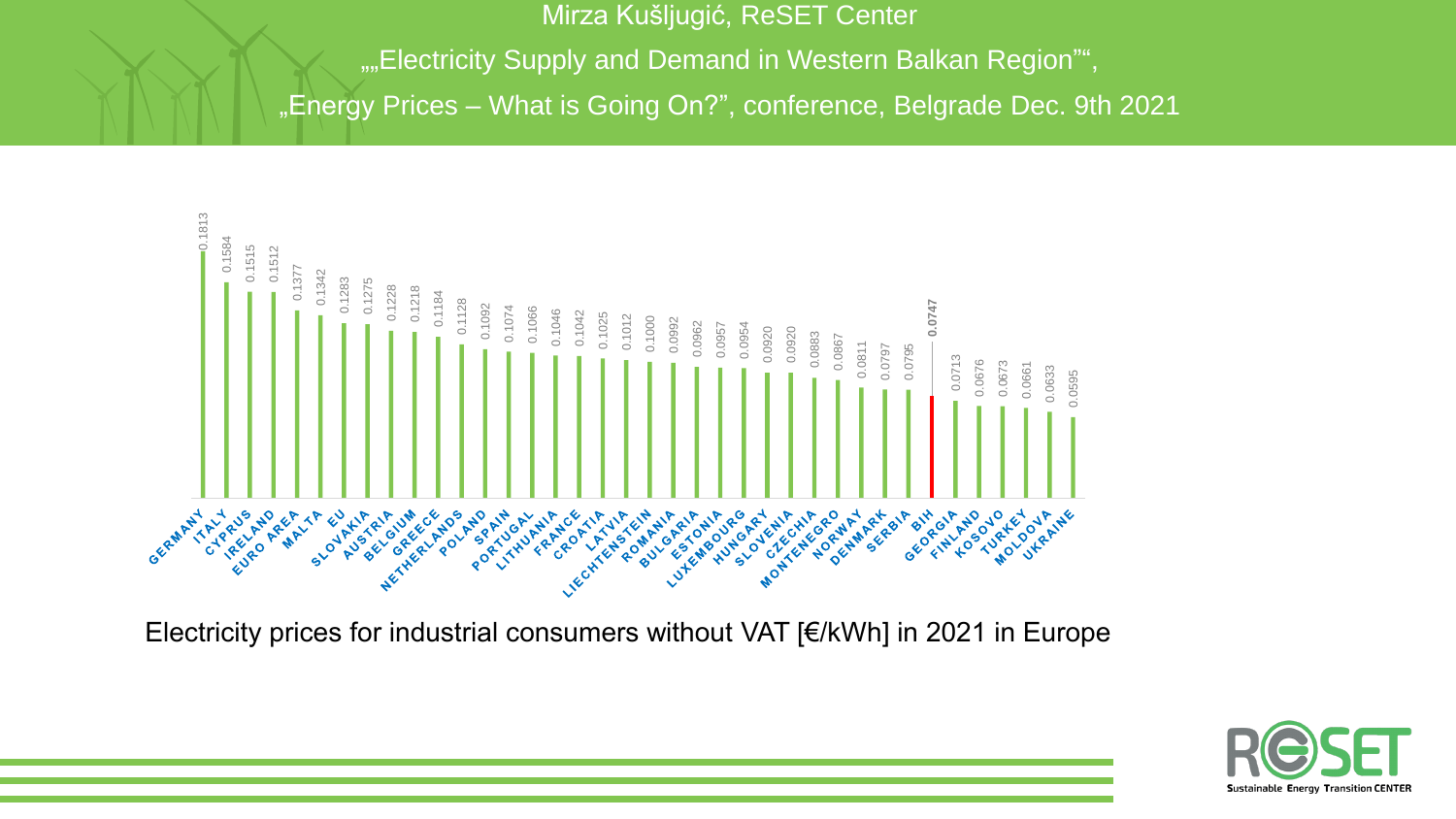Mirza Kušljugić, ReSET Center

„„Electricity Supply and Demand in Western Balkan Region"",

„Energy Prices – What is Going On?", conference, Belgrade Dec. 9th 2021

| Country | Price [€/kWh] |
| --- | --- |
| GERMANY | 0.1813 |
| ITALY | 0.1584 |
| CYPRUS | 0.1515 |
| IRELAND | 0.1512 |
| EURO AREA | 0.1377 |
| MALTA | 0.1342 |
| EU | 0.1283 |
| SLOVAKIA | 0.1275 |
| AUSTRIA | 0.1228 |
| BELGIUM | 0.1218 |
| GREECE | 0.1184 |
| NETHERLANDS | 0.1128 |
| POLAND | 0.1092 |
| SPAIN | 0.1074 |
| PORTUGAL | 0.1066 |
| LITHUANIA | 0.1046 |
| FRANCE | 0.1042 |
| CROATIA | 0.1025 |
| LATVIA | 0.1012 |
| LIECHTENSTEIN | 0.1000 |
| ROMANIA | 0.0992 |
| BULGARIA | 0.0962 |
| ESTONIA | 0.0957 |
| LUXEMBOURG | 0.0954 |
| HUNGARY | 0.0920 |
| SLOVENIA | 0.0920 |
| CZECHIA | 0.0883 |
| MONTENEGRO | 0.0867 |
| NORWAY | 0.0811 |
| DENMARK | 0.0797 |
| SERBIA | 0.0795 |
| BIH | 0.0747 |
| GEORGIA | 0.0713 |
| FINLAND | 0.0676 |
| KOSOVO | 0.0673 |
| TURKEY | 0.0661 |
| MOLDOVA | 0.0633 |
| UKRAINE | 0.0595 |

Electricity prices for industrial consumers without VAT [€/kWh] in 2021 in Europe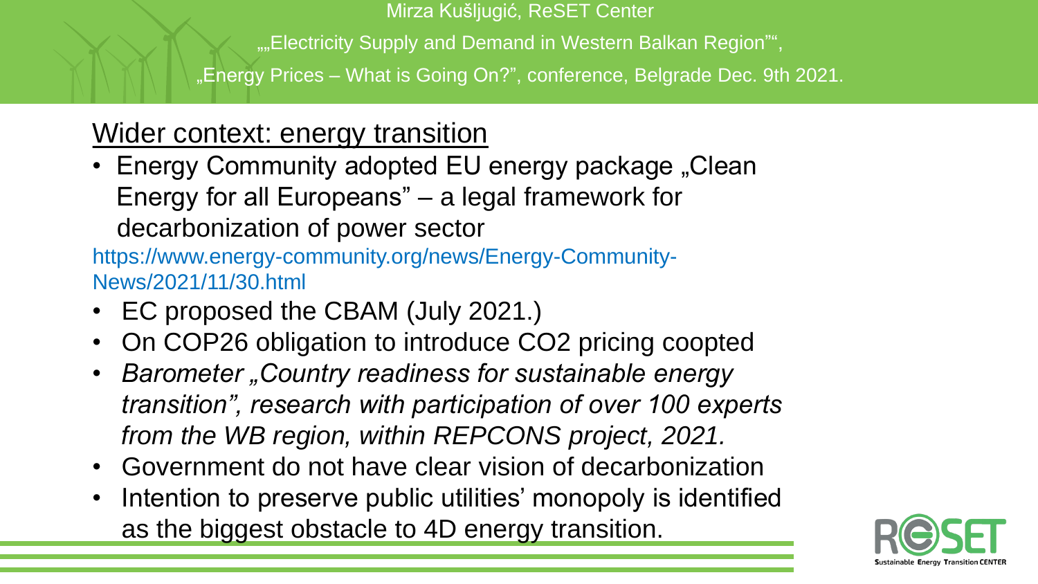## Wider context: energy transition

- Energy Community adopted EU energy package „Clean Energy for all Europeans" – a legal framework for decarbonization of power sector

https://www.energy-community.org/news/Energy-Community-News/2021/11/30.html

- EC proposed the CBAM (July 2021.)
- On COP26 obligation to introduce CO2 pricing coopted
- *Barometer „Country readiness for sustainable energy transition", research with participation of over 100 experts from the WB region, within REPCONS project, 2021.*
- Government do not have clear vision of decarbonization
- Intention to preserve public utilities' monopoly is identified as the biggest obstacle to 4D energy transition.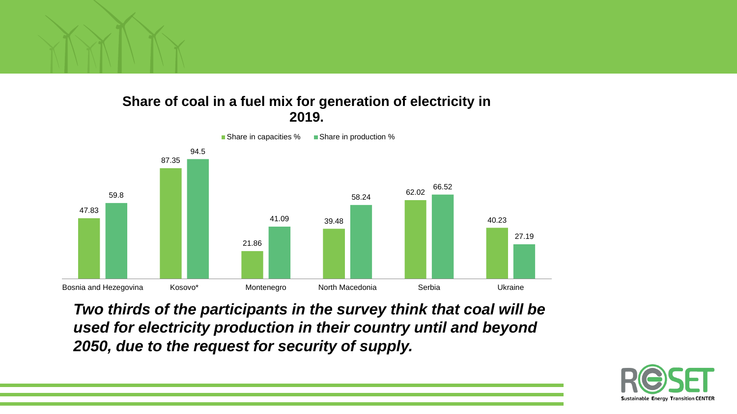## Share of coal in a fuel mix for generation of electricity in 2019.

| Country | Share in capacities % | Share in production % |
| --- | --- | --- |
| Bosnia and Hezegovina | 47.83 | 59.8 |
| Kosovo* | 87.35 | 94.5 |
| Montenegro | 21.86 | 41.09 |
| North Macedonia | 39.48 | 58.24 |
| Serbia | 62.02 | 66.52 |
| Ukraine | 40.23 | 27.19 |

***Two thirds of the participants in the survey think that coal will be used for electricity production in their country until and beyond 2050, due to the request for security of supply.***

RESET Sustainable Energy Transition CENTER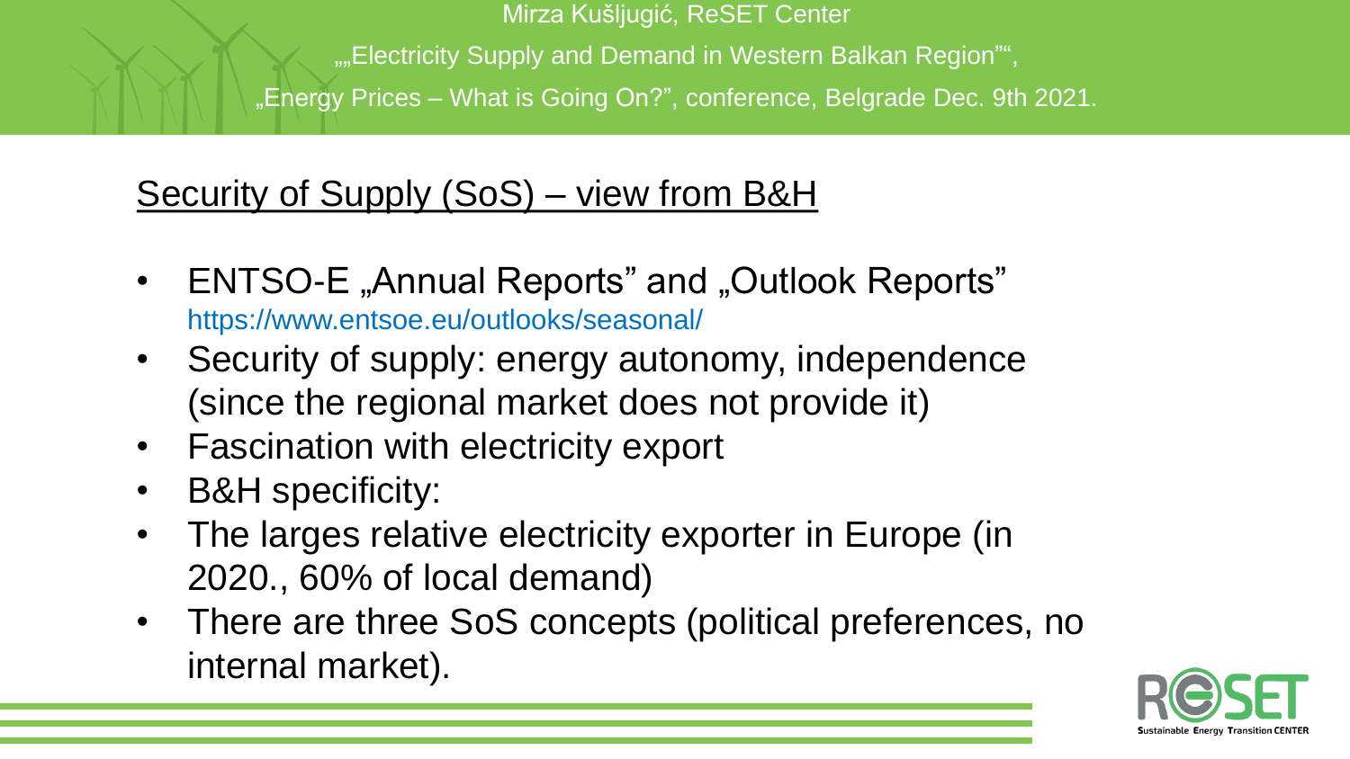## Security of Supply (SoS) – view from B&H

- ENTSO-E „Annual Reports" and „Outlook Reports" https://www.entsoe.eu/outlooks/seasonal/
- Security of supply: energy autonomy, independence (since the regional market does not provide it)
- Fascination with electricity export
- B&H specificity:
- The larges relative electricity exporter in Europe (in 2020., 60% of local demand)
- There are three SoS concepts (political preferences, no internal market).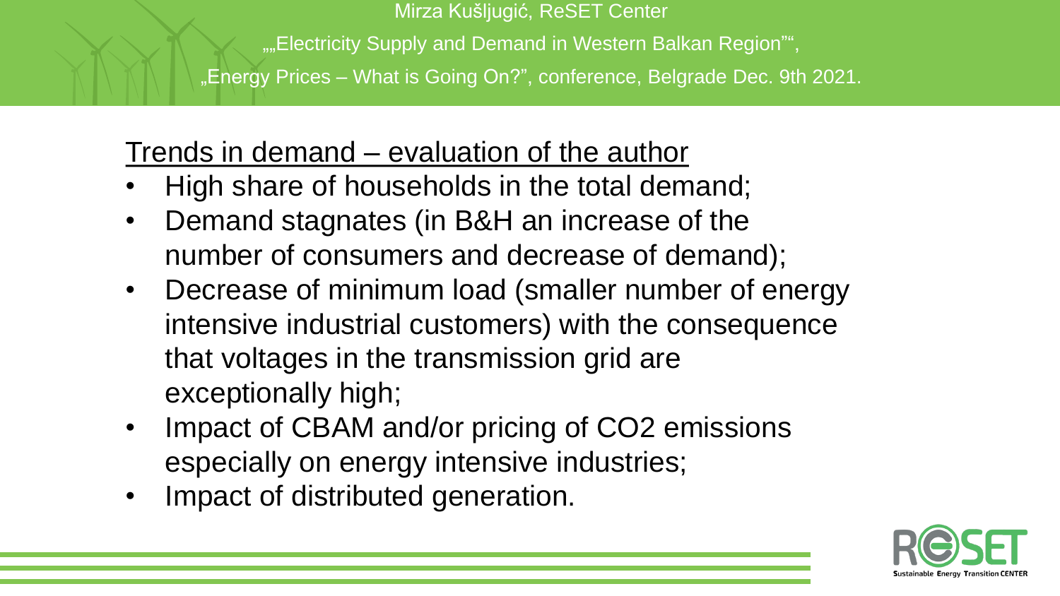## Trends in demand – evaluation of the author

- High share of households in the total demand;
- Demand stagnates (in B&H an increase of the number of consumers and decrease of demand);
- Decrease of minimum load (smaller number of energy intensive industrial customers) with the consequence that voltages in the transmission grid are exceptionally high;
- Impact of CBAM and/or pricing of $CO_2$ emissions especially on energy intensive industries;
- Impact of distributed generation.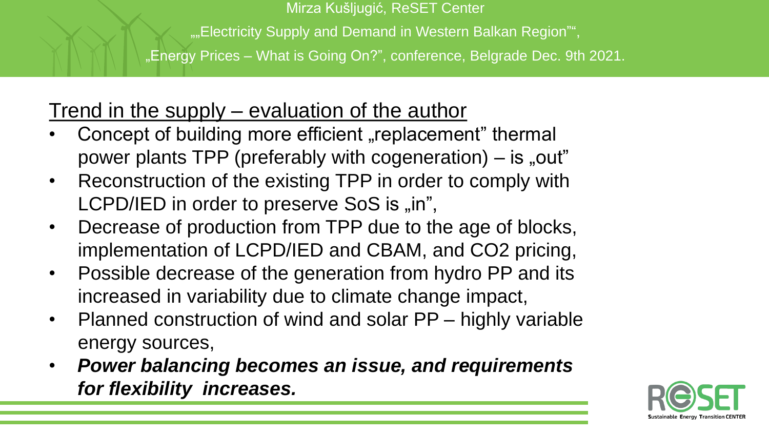## Trend in the supply – evaluation of the author

- Concept of building more efficient „replacement” thermal power plants TPP (preferably with cogeneration) – is „out”
- Reconstruction of the existing TPP in order to comply with LCPD/IED in order to preserve SoS is „in”,
- Decrease of production from TPP due to the age of blocks, implementation of LCPD/IED and CBAM, and $CO_2$ pricing,
- Possible decrease of the generation from hydro PP and its increased in variability due to climate change impact,
- Planned construction of wind and solar PP – highly variable energy sources,
- ***Power balancing becomes an issue, and requirements for flexibility increases.***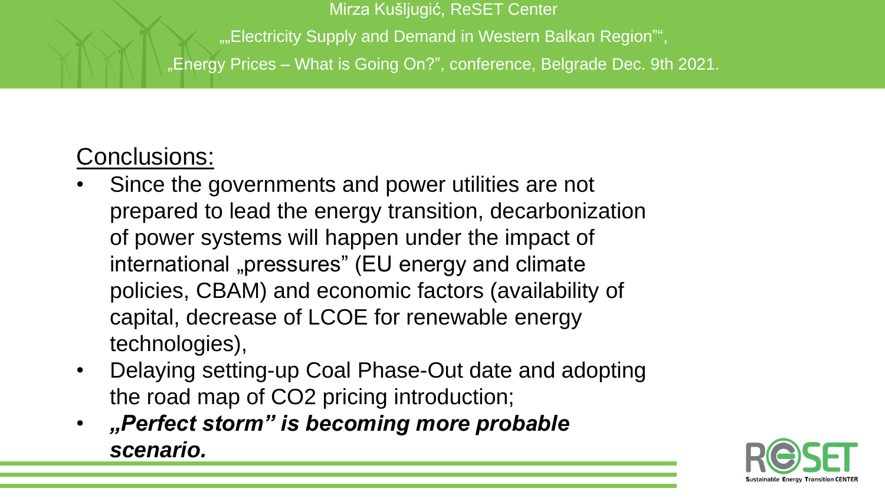## Conclusions:

- Since the governments and power utilities are not prepared to lead the energy transition, decarbonization of power systems will happen under the impact of international „pressures" (EU energy and climate policies, CBAM) and economic factors (availability of capital, decrease of LCOE for renewable energy technologies),
- Delaying setting-up Coal Phase-Out date and adopting the road map of $CO_2$ pricing introduction;
- ***„Perfect storm" is becoming more probable scenario.***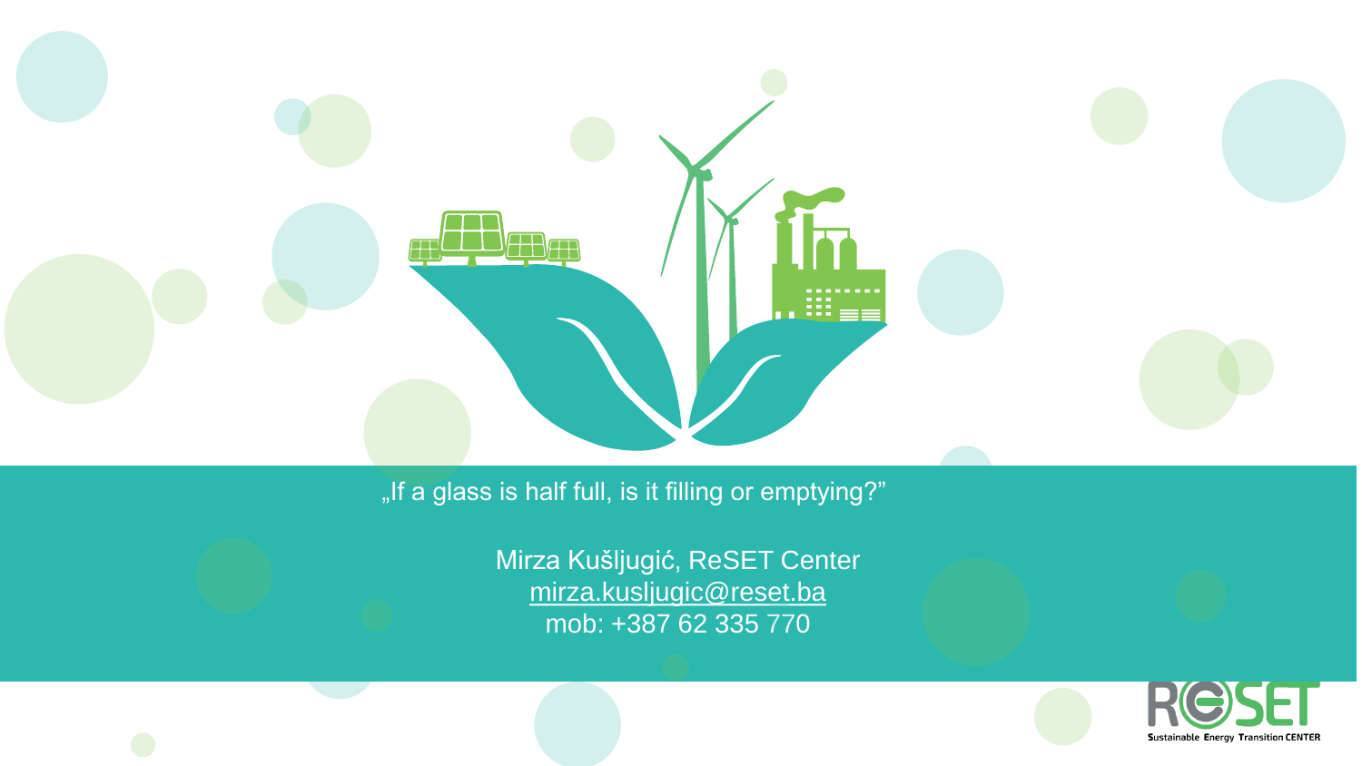„If a glass is half full, is it filling or emptying?”

Mirza Kušljugić, ReSET Center
mirza.kusljugic@reset.ba
mob: +387 62 335 770